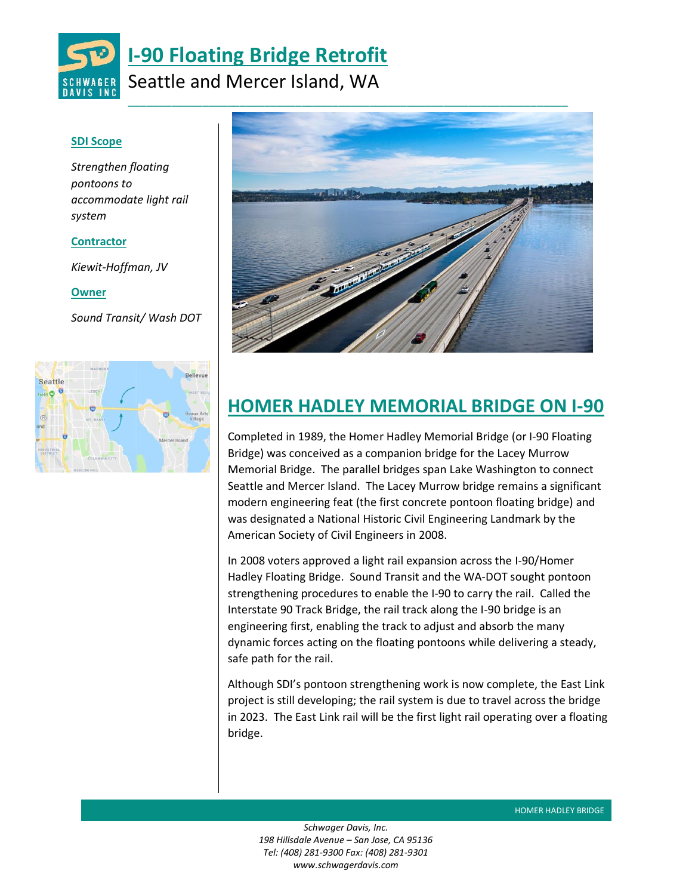# I-90 Floating Bridge Retrofit

Seattle and Mercer Island, WA

**SDI Scope**

*Strengthen floating pontoons to accommodate light rail system*

**Contractor**

*Kiewit-Hoffman, JV*

**Owner**

*Sound Transit/ Wash DOT*

## HOMER HADLEY MEMORIAL BRIDGE ON I-90

Completed in 1989, the Homer Hadley Memorial Bridge (or I-90 Floating Bridge) was conceived as a companion bridge for the Lacey Murrow Memorial Bridge. The parallel bridges span Lake Washington to connect Seattle and Mercer Island. The Lacey Murrow bridge remains a significant modern engineering feat (the first concrete pontoon floating bridge) and was designated a National Historic Civil Engineering Landmark by the American Society of Civil Engineers in 2008.

In 2008 voters approved a light rail expansion across the I-90/Homer Hadley Floating Bridge. Sound Transit and the WA-DOT sought pontoon strengthening procedures to enable the I-90 to carry the rail. Called the Interstate 90 Track Bridge, the rail track along the I-90 bridge is an engineering first, enabling the track to adjust and absorb the many dynamic forces acting on the floating pontoons while delivering a steady, safe path for the rail.

Although SDI's pontoon strengthening work is now complete, the East Link project is still developing; the rail system is due to travel across the bridge in 2023. The East Link rail will be the first light rail operating over a floating bridge.

HOMER HADLEY BRIDGE

*Schwager Davis, Inc.*
*198 Hillsdale Avenue – San Jose, CA 95136*
*Tel: (408) 281-9300 Fax: (408) 281-9301*
*www.schwagerdavis.com*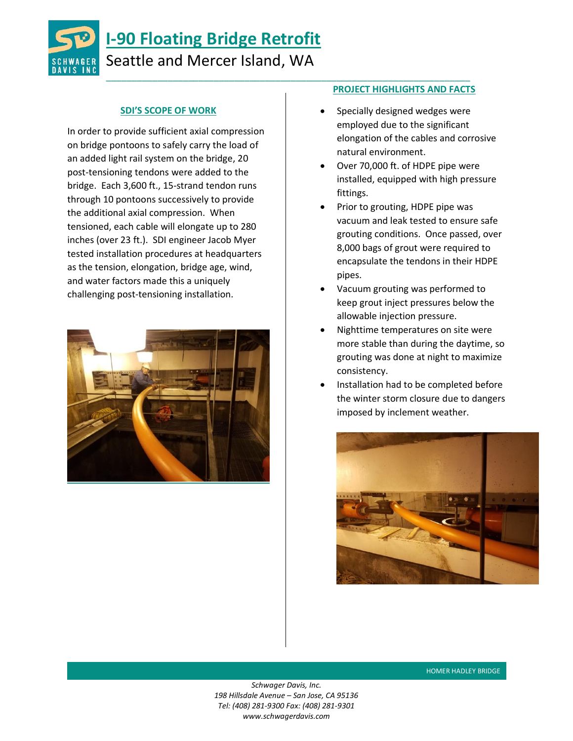# I-90 Floating Bridge Retrofit

Seattle and Mercer Island, WA

## SDI'S SCOPE OF WORK

In order to provide sufficient axial compression on bridge pontoons to safely carry the load of an added light rail system on the bridge, 20 post-tensioning tendons were added to the bridge. Each 3,600 ft., 15-strand tendon runs through 10 pontoons successively to provide the additional axial compression. When tensioned, each cable will elongate up to 280 inches (over 23 ft.). SDI engineer Jacob Myer tested installation procedures at headquarters as the tension, elongation, bridge age, wind, and water factors made this a uniquely challenging post-tensioning installation.

## PROJECT HIGHLIGHTS AND FACTS

- Specially designed wedges were employed due to the significant elongation of the cables and corrosive natural environment.
- Over 70,000 ft. of HDPE pipe were installed, equipped with high pressure fittings.
- Prior to grouting, HDPE pipe was vacuum and leak tested to ensure safe grouting conditions. Once passed, over 8,000 bags of grout were required to encapsulate the tendons in their HDPE pipes.
- Vacuum grouting was performed to keep grout inject pressures below the allowable injection pressure.
- Nighttime temperatures on site were more stable than during the daytime, so grouting was done at night to maximize consistency.
- Installation had to be completed before the winter storm closure due to dangers imposed by inclement weather.

HOMER HADLEY BRIDGE

*Schwager Davis, Inc.*
*198 Hillsdale Avenue – San Jose, CA 95136*
*Tel: (408) 281-9300 Fax: (408) 281-9301*
*www.schwagerdavis.com*